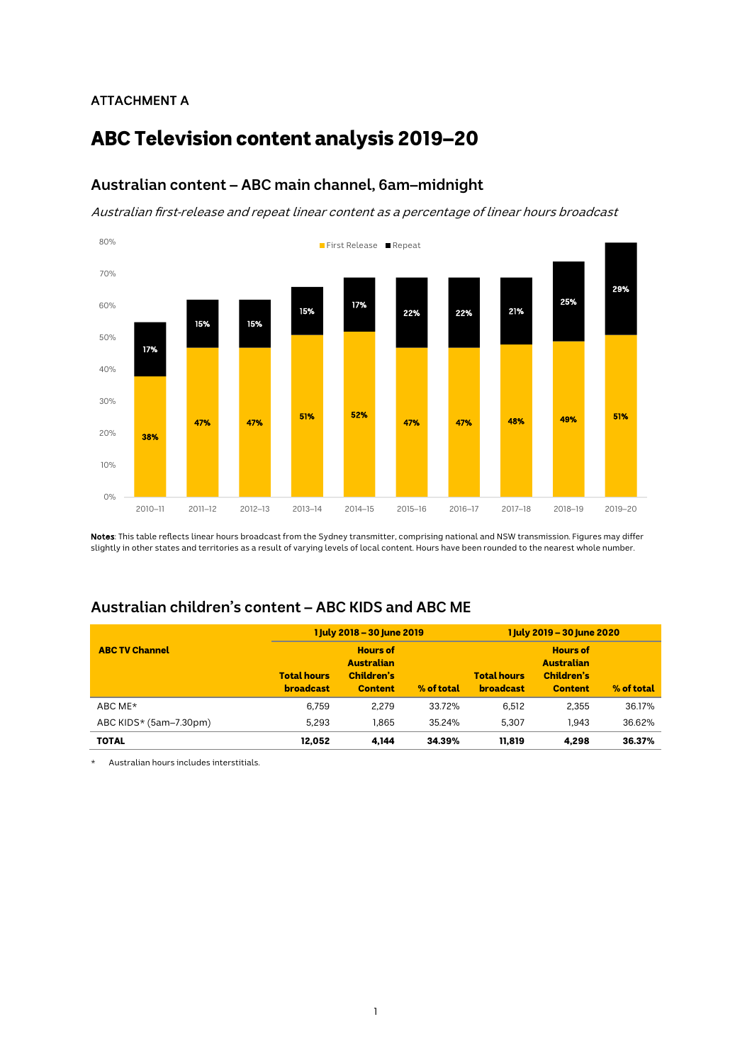ATTACHMENT A

# ABC Television content analysis 2019–20

## Australian content – ABC main channel, 6am–midnight

*Australian first-release and repeat linear content as a percentage of linear hours broadcast*

| Year | First Release | Repeat |
|---|---|---|
| 2010–11 | 38% | 17% |
| 2011–12 | 47% | 15% |
| 2012–13 | 47% | 15% |
| 2013–14 | 51% | 15% |
| 2014–15 | 52% | 17% |
| 2015–16 | 47% | 22% |
| 2016–17 | 47% | 22% |
| 2017–18 | 48% | 21% |
| 2018–19 | 49% | 25% |
| 2019–20 | 51% | 29% |

**Notes**: This table reflects linear hours broadcast from the Sydney transmitter, comprising national and NSW transmission. Figures may differ slightly in other states and territories as a result of varying levels of local content. Hours have been rounded to the nearest whole number.

## Australian children's content – ABC KIDS and ABC ME

| ABC TV Channel | 1 July 2018 – 30 June 2019 | | | 1 July 2019 – 30 June 2020 | | |
|---|---|---|---|---|---|---|
| | Total hours broadcast | Hours of Australian Children's Content | % of total | Total hours broadcast | Hours of Australian Children's Content | % of total |
| ABC ME* | 6,759 | 2,279 | 33.72% | 6,512 | 2,355 | 36.17% |
| ABC KIDS* (5am–7.30pm) | 5,293 | 1,865 | 35.24% | 5,307 | 1,943 | 36.62% |
| **TOTAL** | **12,052** | **4,144** | **34.39%** | **11,819** | **4,298** | **36.37%** |

* Australian hours includes interstitials.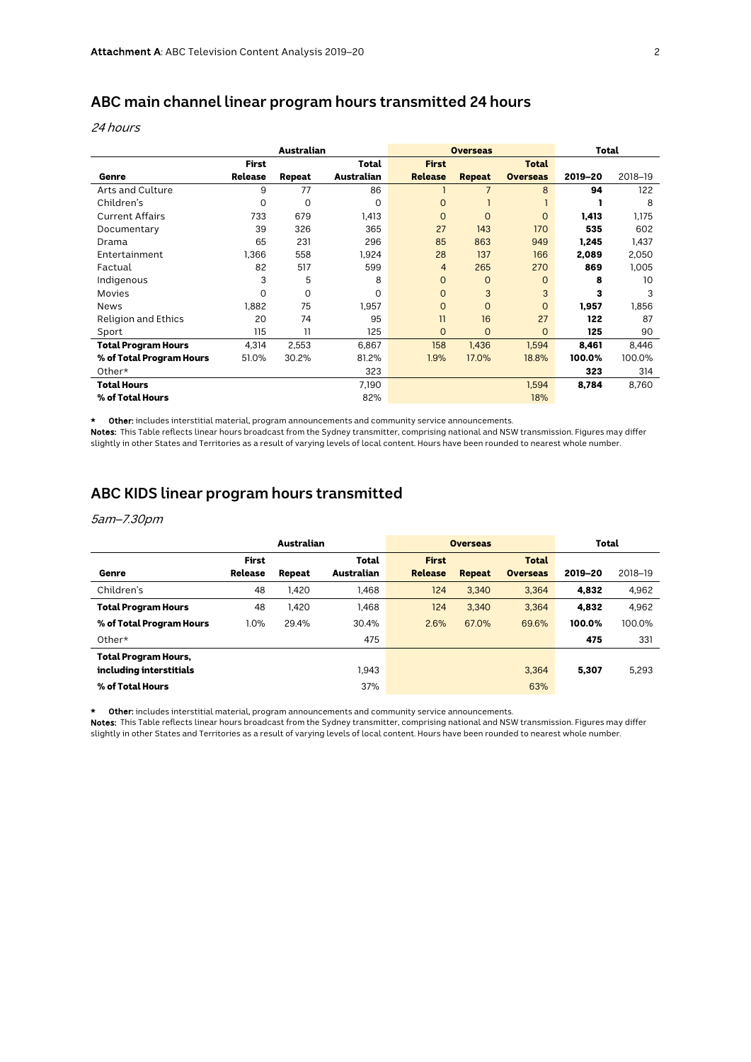## ABC main channel linear program hours transmitted 24 hours

*24 hours*

| | Australian | | | Overseas | | | Total | |
|---|---|---|---|---|---|---|---|---|
| **Genre** | **First Release** | **Repeat** | **Total Australian** | **First Release** | **Repeat** | **Total Overseas** | **2019–20** | 2018–19 |
| Arts and Culture | 9 | 77 | 86 | 1 | 7 | 8 | **94** | 122 |
| Children's | 0 | 0 | 0 | 0 | 1 | 1 | **1** | 8 |
| Current Affairs | 733 | 679 | 1,413 | 0 | 0 | 0 | **1,413** | 1,175 |
| Documentary | 39 | 326 | 365 | 27 | 143 | 170 | **535** | 602 |
| Drama | 65 | 231 | 296 | 85 | 863 | 949 | **1,245** | 1,437 |
| Entertainment | 1,366 | 558 | 1,924 | 28 | 137 | 166 | **2,089** | 2,050 |
| Factual | 82 | 517 | 599 | 4 | 265 | 270 | **869** | 1,005 |
| Indigenous | 3 | 5 | 8 | 0 | 0 | 0 | **8** | 10 |
| Movies | 0 | 0 | 0 | 0 | 3 | 3 | **3** | 3 |
| News | 1,882 | 75 | 1,957 | 0 | 0 | 0 | **1,957** | 1,856 |
| Religion and Ethics | 20 | 74 | 95 | 11 | 16 | 27 | **122** | 87 |
| Sport | 115 | 11 | 125 | 0 | 0 | 0 | **125** | 90 |
| **Total Program Hours** | 4,314 | 2,553 | 6,867 | 158 | 1,436 | 1,594 | **8,461** | 8,446 |
| **% of Total Program Hours** | 51.0% | 30.2% | 81.2% | 1.9% | 17.0% | 18.8% | **100.0%** | 100.0% |
| Other* | | | 323 | | | | **323** | 314 |
| **Total Hours** | | | 7,190 | | | 1,594 | **8,784** | 8,760 |
| **% of Total Hours** | | | 82% | | | 18% | | |

\* **Other:** includes interstitial material, program announcements and community service announcements.

**Notes:** This Table reflects linear hours broadcast from the Sydney transmitter, comprising national and NSW transmission. Figures may differ slightly in other States and Territories as a result of varying levels of local content. Hours have been rounded to nearest whole number.

## ABC KIDS linear program hours transmitted

*5am–7.30pm*

| | Australian | | | Overseas | | | Total | |
|---|---|---|---|---|---|---|---|---|
| **Genre** | **First Release** | **Repeat** | **Total Australian** | **First Release** | **Repeat** | **Total Overseas** | **2019–20** | 2018–19 |
| Children's | 48 | 1,420 | 1,468 | 124 | 3,340 | 3,364 | **4,832** | 4,962 |
| **Total Program Hours** | 48 | 1,420 | 1,468 | 124 | 3,340 | 3,364 | **4,832** | 4,962 |
| **% of Total Program Hours** | 1.0% | 29.4% | 30.4% | 2.6% | 67.0% | 69.6% | **100.0%** | 100.0% |
| Other* | | | 475 | | | | **475** | 331 |
| **Total Program Hours, including interstitials** | | | 1,943 | | | 3,364 | **5,307** | 5,293 |
| **% of Total Hours** | | | 37% | | | 63% | | |

\* **Other:** includes interstitial material, program announcements and community service announcements.

**Notes:** This Table reflects linear hours broadcast from the Sydney transmitter, comprising national and NSW transmission. Figures may differ slightly in other States and Territories as a result of varying levels of local content. Hours have been rounded to nearest whole number.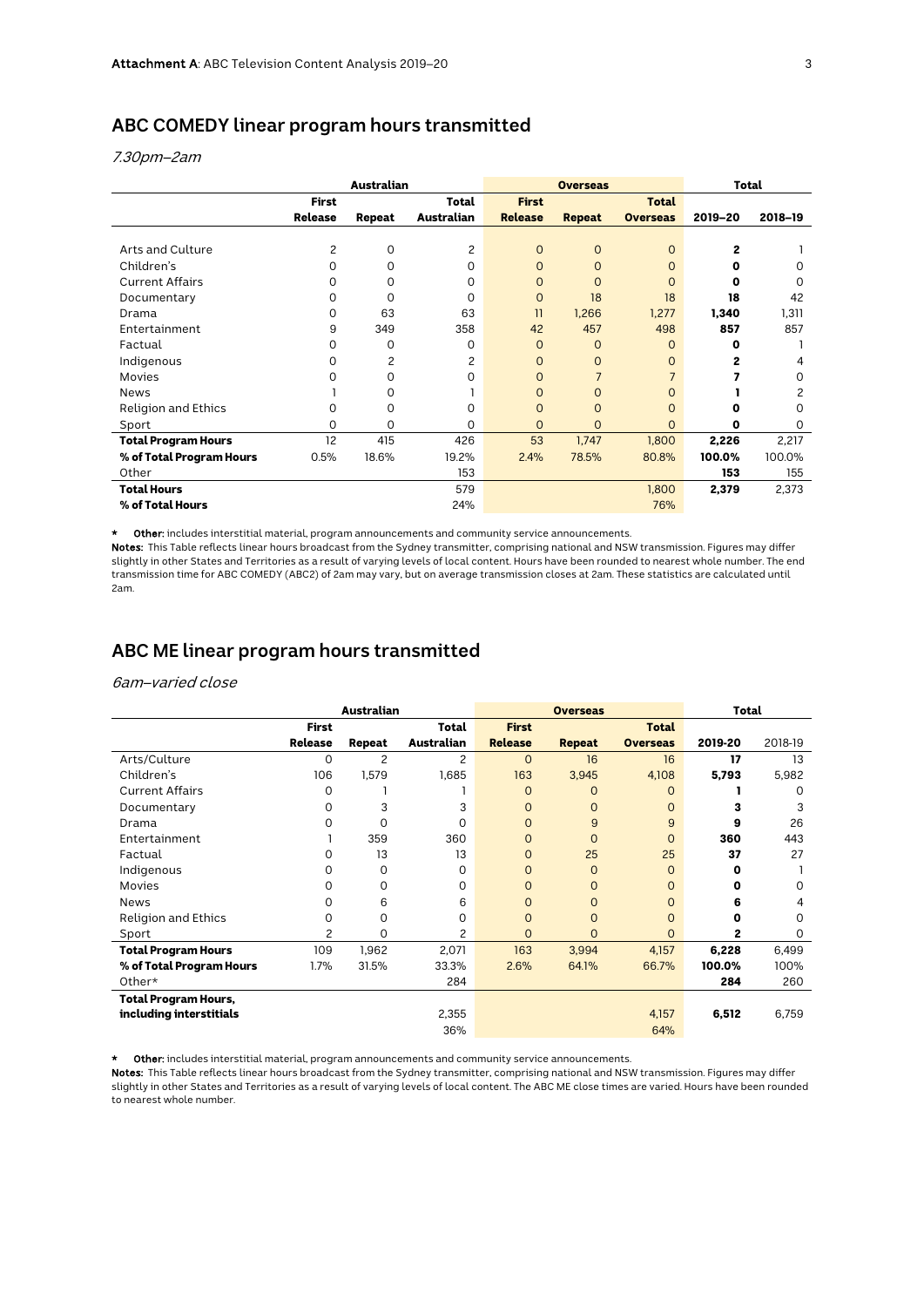## ABC COMEDY linear program hours transmitted

*7.30pm–2am*

| | Australian | | | Overseas | | | Total | |
|---|---|---|---|---|---|---|---|---|
| | First Release | Repeat | Total Australian | First Release | Repeat | Total Overseas | 2019–20 | 2018–19 |
| Arts and Culture | 2 | 0 | 2 | 0 | 0 | 0 | **2** | 1 |
| Children's | 0 | 0 | 0 | 0 | 0 | 0 | **0** | 0 |
| Current Affairs | 0 | 0 | 0 | 0 | 0 | 0 | **0** | 0 |
| Documentary | 0 | 0 | 0 | 0 | 18 | 18 | **18** | 42 |
| Drama | 0 | 63 | 63 | 11 | 1,266 | 1,277 | **1,340** | 1,311 |
| Entertainment | 9 | 349 | 358 | 42 | 457 | 498 | **857** | 857 |
| Factual | 0 | 0 | 0 | 0 | 0 | 0 | **0** | 1 |
| Indigenous | 0 | 2 | 2 | 0 | 0 | 0 | **2** | 4 |
| Movies | 0 | 0 | 0 | 0 | 7 | 7 | **7** | 0 |
| News | 1 | 0 | 1 | 0 | 0 | 0 | **1** | 2 |
| Religion and Ethics | 0 | 0 | 0 | 0 | 0 | 0 | **0** | 0 |
| Sport | 0 | 0 | 0 | 0 | 0 | 0 | **0** | 0 |
| **Total Program Hours** | 12 | 415 | 426 | 53 | 1,747 | 1,800 | **2,226** | 2,217 |
| **% of Total Program Hours** | 0.5% | 18.6% | 19.2% | 2.4% | 78.5% | 80.8% | **100.0%** | 100.0% |
| Other | | | 153 | | | | **153** | 155 |
| **Total Hours** | | | 579 | | | 1,800 | **2,379** | 2,373 |
| **% of Total Hours** | | | 24% | | | 76% | | |

\* **Other:** includes interstitial material, program announcements and community service announcements.

**Notes:** This Table reflects linear hours broadcast from the Sydney transmitter, comprising national and NSW transmission. Figures may differ slightly in other States and Territories as a result of varying levels of local content. Hours have been rounded to nearest whole number. The end transmission time for ABC COMEDY (ABC2) of 2am may vary, but on average transmission closes at 2am. These statistics are calculated until 2am.

## ABC ME linear program hours transmitted

*6am–varied close*

| | Australian | | | Overseas | | | Total | |
|---|---|---|---|---|---|---|---|---|
| | First Release | Repeat | Total Australian | First Release | Repeat | Total Overseas | 2019-20 | 2018-19 |
| Arts/Culture | 0 | 2 | 2 | 0 | 16 | 16 | **17** | 13 |
| Children's | 106 | 1,579 | 1,685 | 163 | 3,945 | 4,108 | **5,793** | 5,982 |
| Current Affairs | 0 | 1 | 1 | 0 | 0 | 0 | **1** | 0 |
| Documentary | 0 | 3 | 3 | 0 | 0 | 0 | **3** | 3 |
| Drama | 0 | 0 | 0 | 0 | 9 | 9 | **9** | 26 |
| Entertainment | 1 | 359 | 360 | 0 | 0 | 0 | **360** | 443 |
| Factual | 0 | 13 | 13 | 0 | 25 | 25 | **37** | 27 |
| Indigenous | 0 | 0 | 0 | 0 | 0 | 0 | **0** | 1 |
| Movies | 0 | 0 | 0 | 0 | 0 | 0 | **0** | 0 |
| News | 0 | 6 | 6 | 0 | 0 | 0 | **6** | 4 |
| Religion and Ethics | 0 | 0 | 0 | 0 | 0 | 0 | **0** | 0 |
| Sport | 2 | 0 | 2 | 0 | 0 | 0 | **2** | 0 |
| **Total Program Hours** | 109 | 1,962 | 2,071 | 163 | 3,994 | 4,157 | **6,228** | 6,499 |
| **% of Total Program Hours** | 1.7% | 31.5% | 33.3% | 2.6% | 64.1% | 66.7% | **100.0%** | 100% |
| Other* | | | 284 | | | | **284** | 260 |
| **Total Program Hours, including interstitials** | | | 2,355 | | | 4,157 | **6,512** | 6,759 |
| | | | 36% | | | 64% | | |

\* **Other:** includes interstitial material, program announcements and community service announcements.

**Notes:** This Table reflects linear hours broadcast from the Sydney transmitter, comprising national and NSW transmission. Figures may differ slightly in other States and Territories as a result of varying levels of local content. The ABC ME close times are varied. Hours have been rounded to nearest whole number.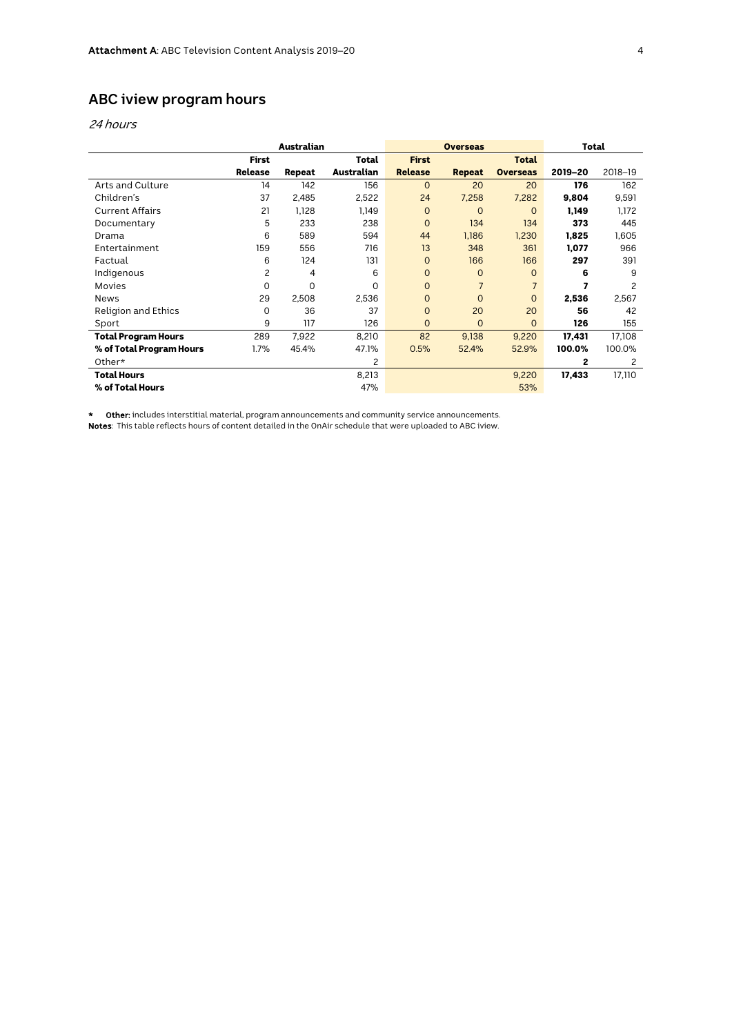## ABC iview program hours

*24 hours*

| | Australian | | | Overseas | | | Total | |
|---|---|---|---|---|---|---|---|---|
| | First Release | Repeat | Total Australian | First Release | Repeat | Total Overseas | 2019–20 | 2018–19 |
| Arts and Culture | 14 | 142 | 156 | 0 | 20 | 20 | **176** | 162 |
| Children's | 37 | 2,485 | 2,522 | 24 | 7,258 | 7,282 | **9,804** | 9,591 |
| Current Affairs | 21 | 1,128 | 1,149 | 0 | 0 | 0 | **1,149** | 1,172 |
| Documentary | 5 | 233 | 238 | 0 | 134 | 134 | **373** | 445 |
| Drama | 6 | 589 | 594 | 44 | 1,186 | 1,230 | **1,825** | 1,605 |
| Entertainment | 159 | 556 | 716 | 13 | 348 | 361 | **1,077** | 966 |
| Factual | 6 | 124 | 131 | 0 | 166 | 166 | **297** | 391 |
| Indigenous | 2 | 4 | 6 | 0 | 0 | 0 | **6** | 9 |
| Movies | 0 | 0 | 0 | 0 | 7 | 7 | **7** | 2 |
| News | 29 | 2,508 | 2,536 | 0 | 0 | 0 | **2,536** | 2,567 |
| Religion and Ethics | 0 | 36 | 37 | 0 | 20 | 20 | **56** | 42 |
| Sport | 9 | 117 | 126 | 0 | 0 | 0 | **126** | 155 |
| **Total Program Hours** | 289 | 7,922 | 8,210 | 82 | 9,138 | 9,220 | **17,431** | 17,108 |
| **% of Total Program Hours** | 1.7% | 45.4% | 47.1% | 0.5% | 52.4% | 52.9% | **100.0%** | 100.0% |
| Other* | | | 2 | | | | **2** | 2 |
| **Total Hours** | | | 8,213 | | | 9,220 | **17,433** | 17,110 |
| **% of Total Hours** | | | 47% | | | 53% | | |

\* **Other:** includes interstitial material, program announcements and community service announcements.

**Notes**: This table reflects hours of content detailed in the OnAir schedule that were uploaded to ABC iview.